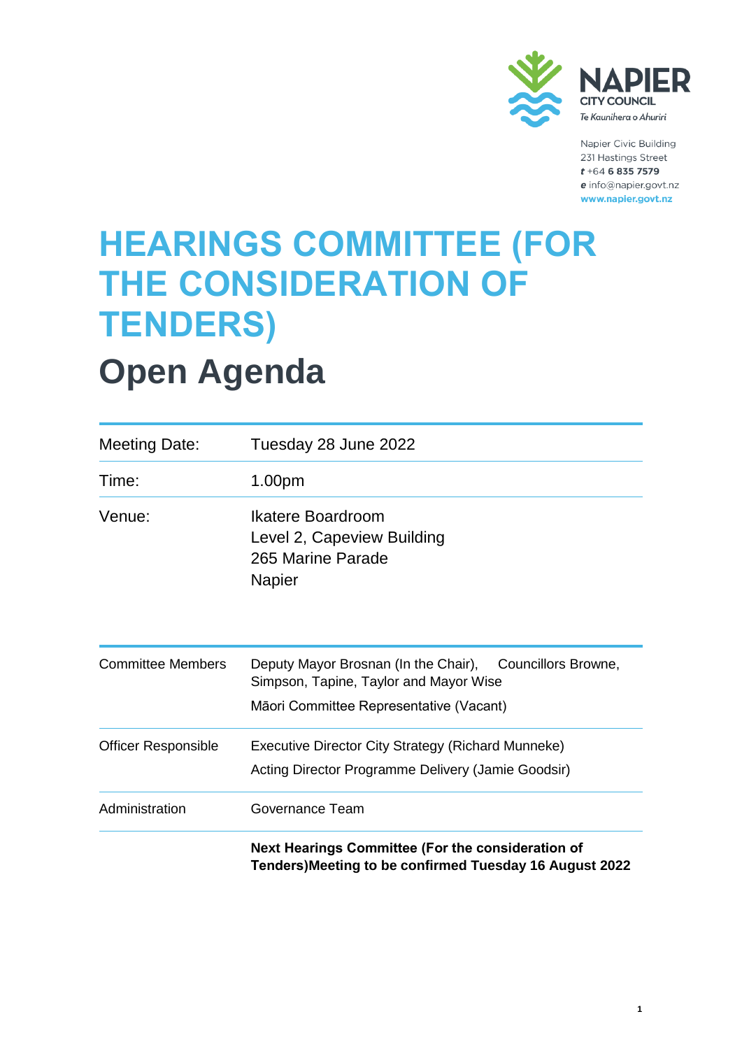NAPIER CITY COUNCIL
Te Kaunihera o Ahuriri

Napier Civic Building
231 Hastings Street
**t** +64 **6 835 7579**
**e** info@napier.govt.nz
**www.napier.govt.nz**

# HEARINGS COMMITTEE (FOR THE CONSIDERATION OF TENDERS)

# Open Agenda

| | |
|---|---|
| Meeting Date: | Tuesday 28 June 2022 |
| Time: | 1.00pm |
| Venue: | Ikatere Boardroom<br>Level 2, Capeview Building<br>265 Marine Parade<br>Napier |

| | |
|---|---|
| Committee Members | Deputy Mayor Brosnan (In the Chair), Councillors Browne, Simpson, Tapine, Taylor and Mayor Wise<br>Māori Committee Representative (Vacant) |
| Officer Responsible | Executive Director City Strategy (Richard Munneke)<br>Acting Director Programme Delivery (Jamie Goodsir) |
| Administration | Governance Team |
| | **Next Hearings Committee (For the consideration of Tenders)Meeting to be confirmed Tuesday 16 August 2022** |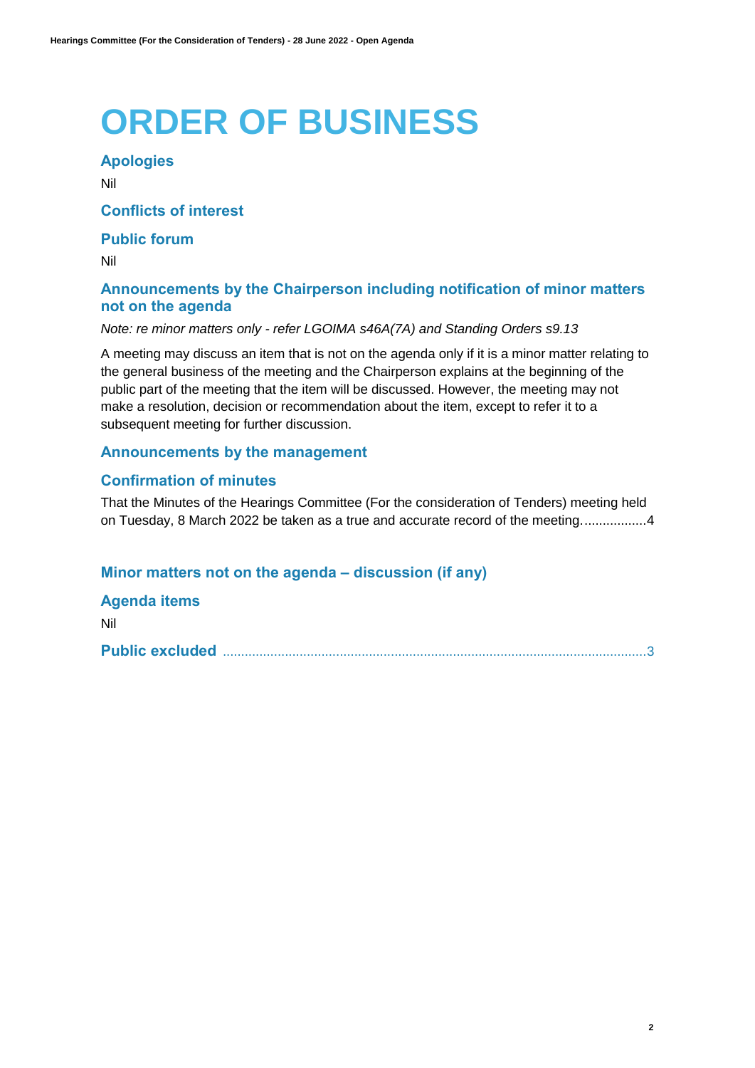# ORDER OF BUSINESS

## Apologies

Nil

## Conflicts of interest

## Public forum

Nil

## Announcements by the Chairperson including notification of minor matters not on the agenda

*Note: re minor matters only - refer LGOIMA s46A(7A) and Standing Orders s9.13*

A meeting may discuss an item that is not on the agenda only if it is a minor matter relating to the general business of the meeting and the Chairperson explains at the beginning of the public part of the meeting that the item will be discussed. However, the meeting may not make a resolution, decision or recommendation about the item, except to refer it to a subsequent meeting for further discussion.

## Announcements by the management

## Confirmation of minutes

That the Minutes of the Hearings Committee (For the consideration of Tenders) meeting held on Tuesday, 8 March 2022 be taken as a true and accurate record of the meeting……………..4

## Minor matters not on the agenda – discussion (if any)

## Agenda items

Nil

## Public excluded ........................................................................................................................3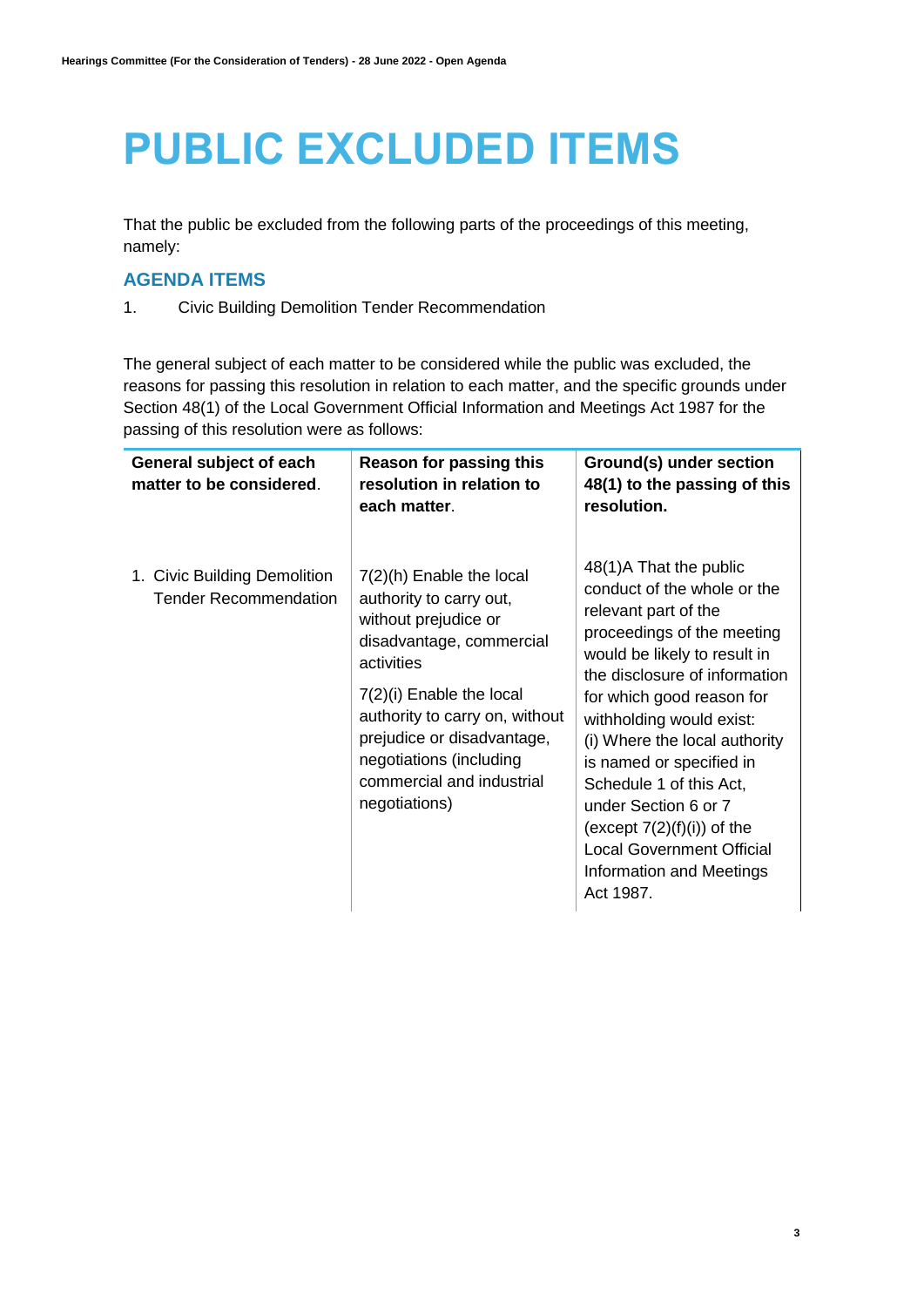# PUBLIC EXCLUDED ITEMS

That the public be excluded from the following parts of the proceedings of this meeting, namely:

## AGENDA ITEMS

1. Civic Building Demolition Tender Recommendation

The general subject of each matter to be considered while the public was excluded, the reasons for passing this resolution in relation to each matter, and the specific grounds under Section 48(1) of the Local Government Official Information and Meetings Act 1987 for the passing of this resolution were as follows:

| **General subject of each matter to be considered**. | **Reason for passing this resolution in relation to each matter**. | **Ground(s) under section 48(1) to the passing of this resolution.** |
|---|---|---|
| 1. Civic Building Demolition Tender Recommendation | 7(2)(h) Enable the local authority to carry out, without prejudice or disadvantage, commercial activities<br><br>7(2)(i) Enable the local authority to carry on, without prejudice or disadvantage, negotiations (including commercial and industrial negotiations) | 48(1)A That the public conduct of the whole or the relevant part of the proceedings of the meeting would be likely to result in the disclosure of information for which good reason for withholding would exist:<br>(i) Where the local authority is named or specified in Schedule 1 of this Act, under Section 6 or 7 (except 7(2)(f)(i)) of the Local Government Official Information and Meetings Act 1987. |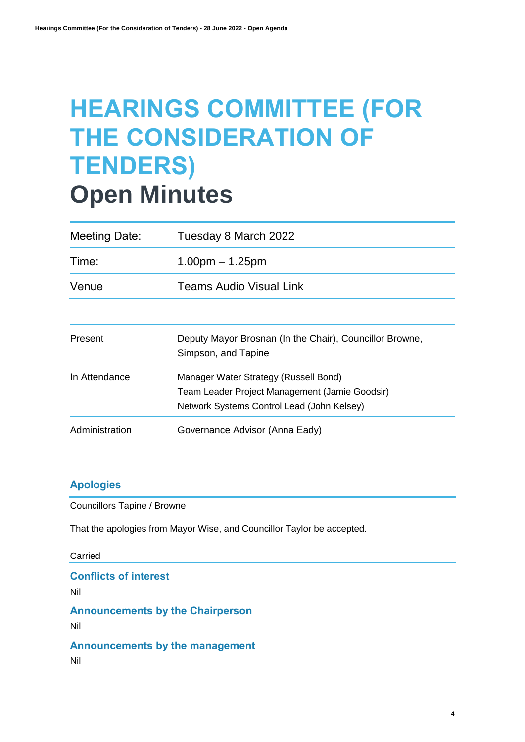# HEARINGS COMMITTEE (FOR THE CONSIDERATION OF TENDERS)
# Open Minutes

| Meeting Date: | Tuesday 8 March 2022 |
|---|---|
| Time: | 1.00pm – 1.25pm |
| Venue | Teams Audio Visual Link |

| Present | Deputy Mayor Brosnan (In the Chair), Councillor Browne, Simpson, and Tapine |
|---|---|
| In Attendance | Manager Water Strategy (Russell Bond)<br>Team Leader Project Management (Jamie Goodsir)<br>Network Systems Control Lead (John Kelsey) |
| Administration | Governance Advisor (Anna Eady) |

## Apologies

Councillors Tapine / Browne

That the apologies from Mayor Wise, and Councillor Taylor be accepted.

Carried

## Conflicts of interest

Nil

## Announcements by the Chairperson

Nil

## Announcements by the management

Nil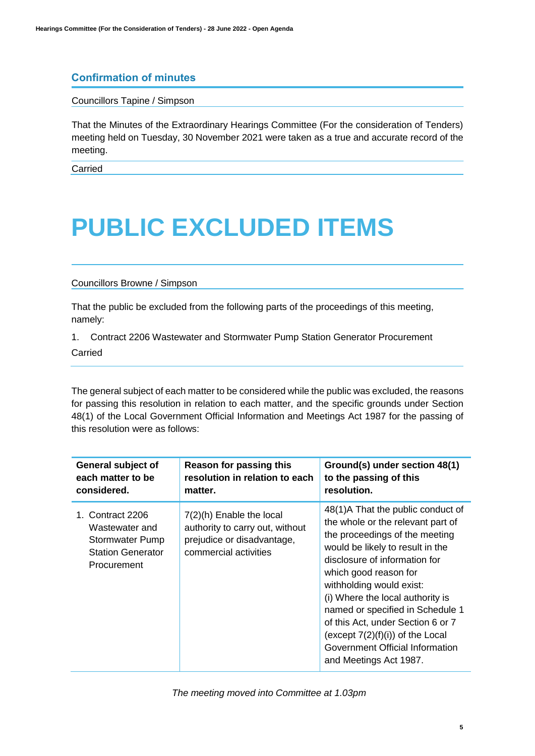## Confirmation of minutes

Councillors Tapine / Simpson

That the Minutes of the Extraordinary Hearings Committee (For the consideration of Tenders) meeting held on Tuesday, 30 November 2021 were taken as a true and accurate record of the meeting.

Carried

# PUBLIC EXCLUDED ITEMS

Councillors Browne / Simpson

That the public be excluded from the following parts of the proceedings of this meeting, namely:

1. Contract 2206 Wastewater and Stormwater Pump Station Generator Procurement

Carried

The general subject of each matter to be considered while the public was excluded, the reasons for passing this resolution in relation to each matter, and the specific grounds under Section 48(1) of the Local Government Official Information and Meetings Act 1987 for the passing of this resolution were as follows:

| General subject of each matter to be considered. | Reason for passing this resolution in relation to each matter. | Ground(s) under section 48(1) to the passing of this resolution. |
|---|---|---|
| 1. Contract 2206 Wastewater and Stormwater Pump Station Generator Procurement | 7(2)(h) Enable the local authority to carry out, without prejudice or disadvantage, commercial activities | 48(1)A That the public conduct of the whole or the relevant part of the proceedings of the meeting would be likely to result in the disclosure of information for which good reason for withholding would exist: (i) Where the local authority is named or specified in Schedule 1 of this Act, under Section 6 or 7 (except 7(2)(f)(i)) of the Local Government Official Information and Meetings Act 1987. |

*The meeting moved into Committee at 1.03pm*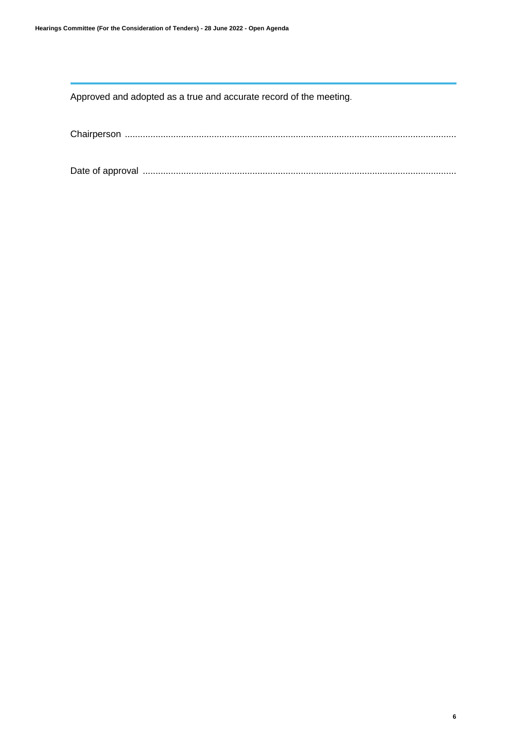Approved and adopted as a true and accurate record of the meeting.

Chairperson ..................................................................................................................................

Date of approval ...........................................................................................................................